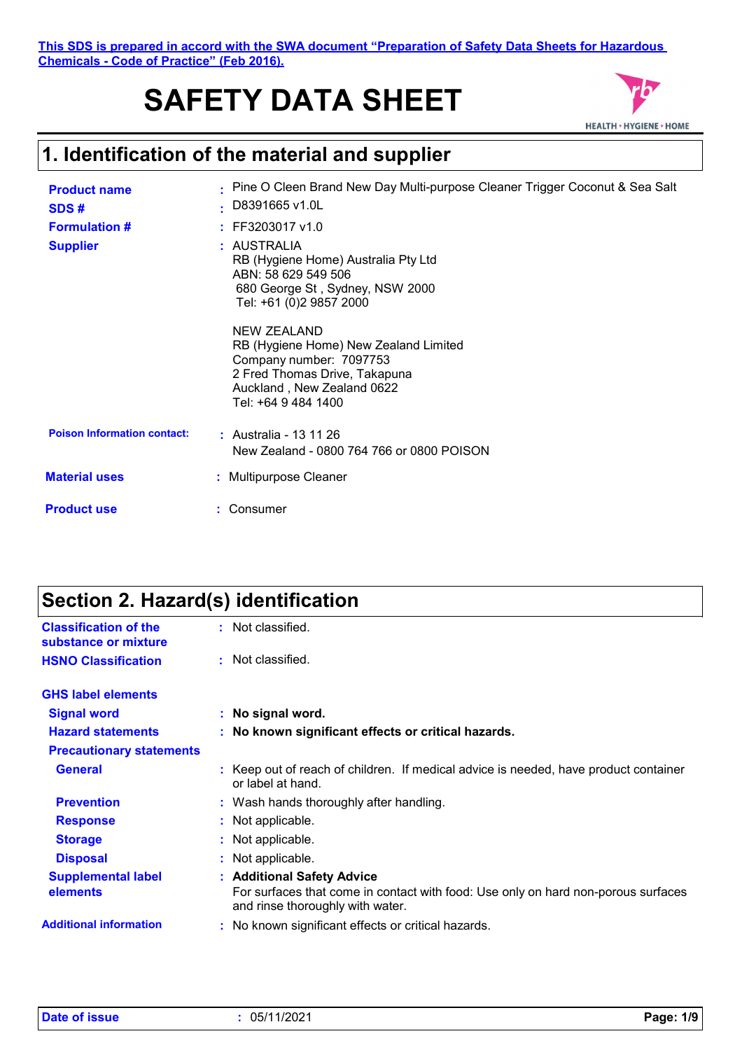This SDS is prepared in accord with the SWA document "Preparation of Safety Data Sheets for Hazardous Chemicals - Code of Practice" (Feb 2016).

# SAFETY DATA SHEET

HEALTH • HYGIENE • HOME

## 1. Identification of the material and supplier

**Product name** : Pine O Cleen Brand New Day Multi-purpose Cleaner Trigger Coconut & Sea Salt

**SDS #** : D8391665 v1.0L

**Formulation #** : FF3203017 v1.0

**Supplier** : AUSTRALIA
RB (Hygiene Home) Australia Pty Ltd
ABN: 58 629 549 506
680 George St , Sydney, NSW 2000
Tel: +61 (0)2 9857 2000

NEW ZEALAND
RB (Hygiene Home) New Zealand Limited
Company number: 7097753
2 Fred Thomas Drive, Takapuna
Auckland , New Zealand 0622
Tel: +64 9 484 1400

**Poison Information contact:** : Australia - 13 11 26
New Zealand - 0800 764 766 or 0800 POISON

**Material uses** : Multipurpose Cleaner

**Product use** : Consumer

## Section 2. Hazard(s) identification

**Classification of the substance or mixture** : Not classified.

**HSNO Classification** : Not classified.

**GHS label elements**

**Signal word** : **No signal word.**

**Hazard statements** : **No known significant effects or critical hazards.**

**Precautionary statements**

**General** : Keep out of reach of children. If medical advice is needed, have product container or label at hand.

**Prevention** : Wash hands thoroughly after handling.

**Response** : Not applicable.

**Storage** : Not applicable.

**Disposal** : Not applicable.

**Supplemental label elements** : **Additional Safety Advice**
For surfaces that come in contact with food: Use only on hard non-porous surfaces and rinse thoroughly with water.

**Additional information** : No known significant effects or critical hazards.

**Date of issue** : 05/11/2021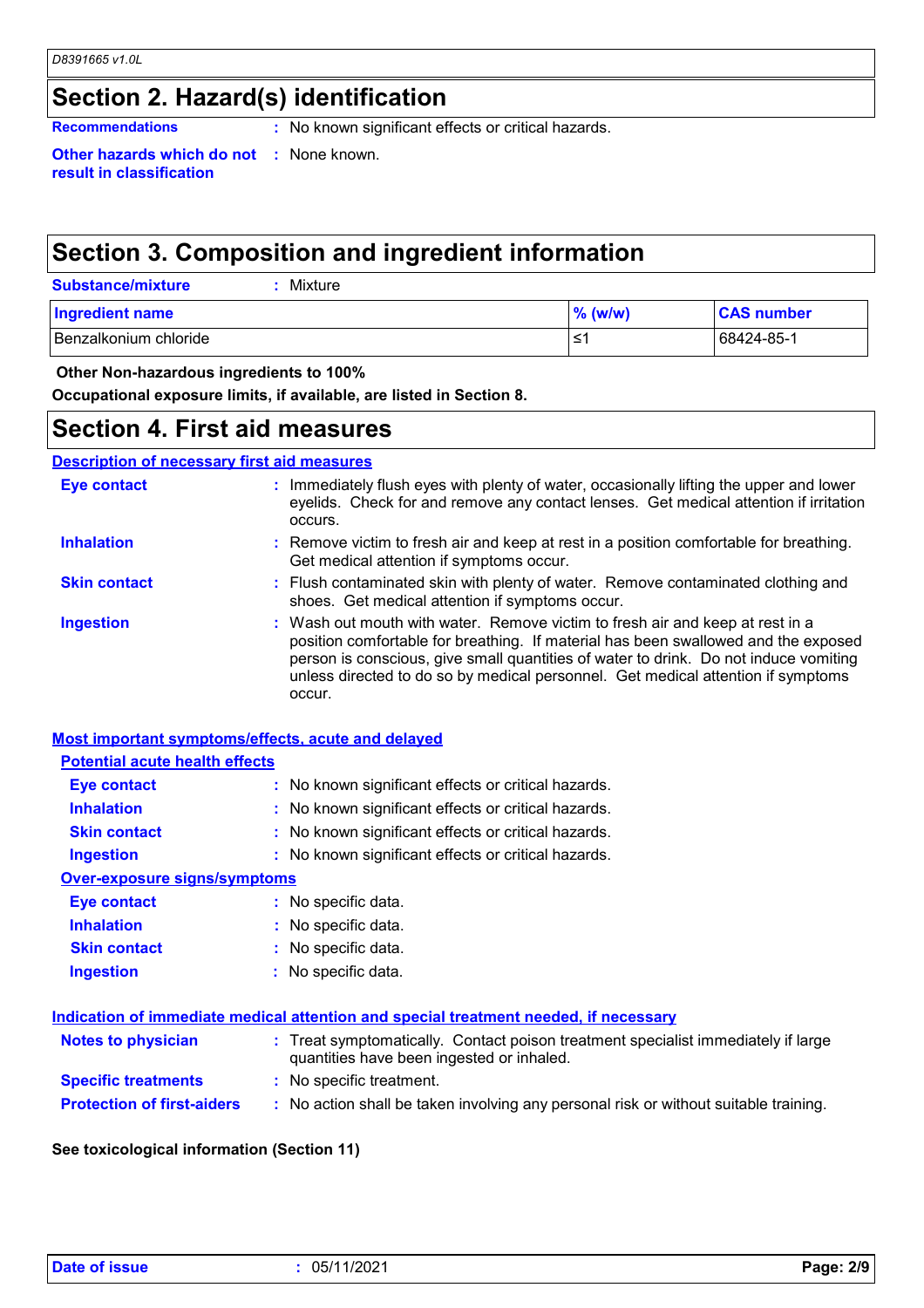## Section 2. Hazard(s) identification

**Recommendations** : No known significant effects or critical hazards.

**Other hazards which do not result in classification** : None known.

## Section 3. Composition and ingredient information

**Substance/mixture** : Mixture

| Ingredient name | % (w/w) | CAS number |
| --- | --- | --- |
| Benzalkonium chloride | ≤1 | 68424-85-1 |

**Other Non-hazardous ingredients to 100%**

**Occupational exposure limits, if available, are listed in Section 8.**

## Section 4. First aid measures

### Description of necessary first aid measures

**Eye contact** : Immediately flush eyes with plenty of water, occasionally lifting the upper and lower eyelids. Check for and remove any contact lenses. Get medical attention if irritation occurs.

**Inhalation** : Remove victim to fresh air and keep at rest in a position comfortable for breathing. Get medical attention if symptoms occur.

**Skin contact** : Flush contaminated skin with plenty of water. Remove contaminated clothing and shoes. Get medical attention if symptoms occur.

**Ingestion** : Wash out mouth with water. Remove victim to fresh air and keep at rest in a position comfortable for breathing. If material has been swallowed and the exposed person is conscious, give small quantities of water to drink. Do not induce vomiting unless directed to do so by medical personnel. Get medical attention if symptoms occur.

### Most important symptoms/effects, acute and delayed

#### Potential acute health effects

**Eye contact** : No known significant effects or critical hazards.

**Inhalation** : No known significant effects or critical hazards.

**Skin contact** : No known significant effects or critical hazards.

**Ingestion** : No known significant effects or critical hazards.

#### Over-exposure signs/symptoms

**Eye contact** : No specific data.

**Inhalation** : No specific data.

**Skin contact** : No specific data.

**Ingestion** : No specific data.

### Indication of immediate medical attention and special treatment needed, if necessary

**Notes to physician** : Treat symptomatically. Contact poison treatment specialist immediately if large quantities have been ingested or inhaled.

**Specific treatments** : No specific treatment.

**Protection of first-aiders** : No action shall be taken involving any personal risk or without suitable training.

**See toxicological information (Section 11)**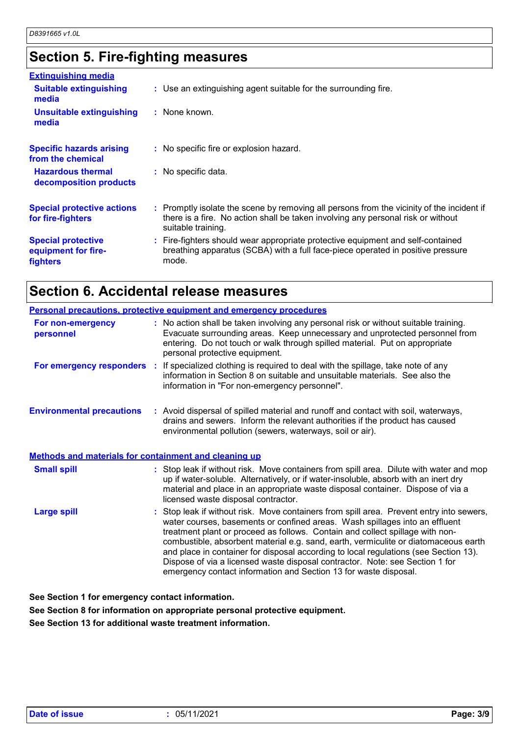## Section 5. Fire-fighting measures

**Extinguishing media**

| | |
|---|---|
| **Suitable extinguishing media** | : Use an extinguishing agent suitable for the surrounding fire. |
| **Unsuitable extinguishing media** | : None known. |
| **Specific hazards arising from the chemical** | : No specific fire or explosion hazard. |
| **Hazardous thermal decomposition products** | : No specific data. |
| **Special protective actions for fire-fighters** | : Promptly isolate the scene by removing all persons from the vicinity of the incident if there is a fire. No action shall be taken involving any personal risk or without suitable training. |
| **Special protective equipment for fire-fighters** | : Fire-fighters should wear appropriate protective equipment and self-contained breathing apparatus (SCBA) with a full face-piece operated in positive pressure mode. |

## Section 6. Accidental release measures

**Personal precautions, protective equipment and emergency procedures**

| | |
|---|---|
| **For non-emergency personnel** | : No action shall be taken involving any personal risk or without suitable training. Evacuate surrounding areas. Keep unnecessary and unprotected personnel from entering. Do not touch or walk through spilled material. Put on appropriate personal protective equipment. |
| **For emergency responders** | : If specialized clothing is required to deal with the spillage, take note of any information in Section 8 on suitable and unsuitable materials. See also the information in "For non-emergency personnel". |
| **Environmental precautions** | : Avoid dispersal of spilled material and runoff and contact with soil, waterways, drains and sewers. Inform the relevant authorities if the product has caused environmental pollution (sewers, waterways, soil or air). |

**Methods and materials for containment and cleaning up**

| | |
|---|---|
| **Small spill** | : Stop leak if without risk. Move containers from spill area. Dilute with water and mop up if water-soluble. Alternatively, or if water-insoluble, absorb with an inert dry material and place in an appropriate waste disposal container. Dispose of via a licensed waste disposal contractor. |
| **Large spill** | : Stop leak if without risk. Move containers from spill area. Prevent entry into sewers, water courses, basements or confined areas. Wash spillages into an effluent treatment plant or proceed as follows. Contain and collect spillage with non-combustible, absorbent material e.g. sand, earth, vermiculite or diatomaceous earth and place in container for disposal according to local regulations (see Section 13). Dispose of via a licensed waste disposal contractor. Note: see Section 1 for emergency contact information and Section 13 for waste disposal. |

**See Section 1 for emergency contact information.**

**See Section 8 for information on appropriate personal protective equipment.**

**See Section 13 for additional waste treatment information.**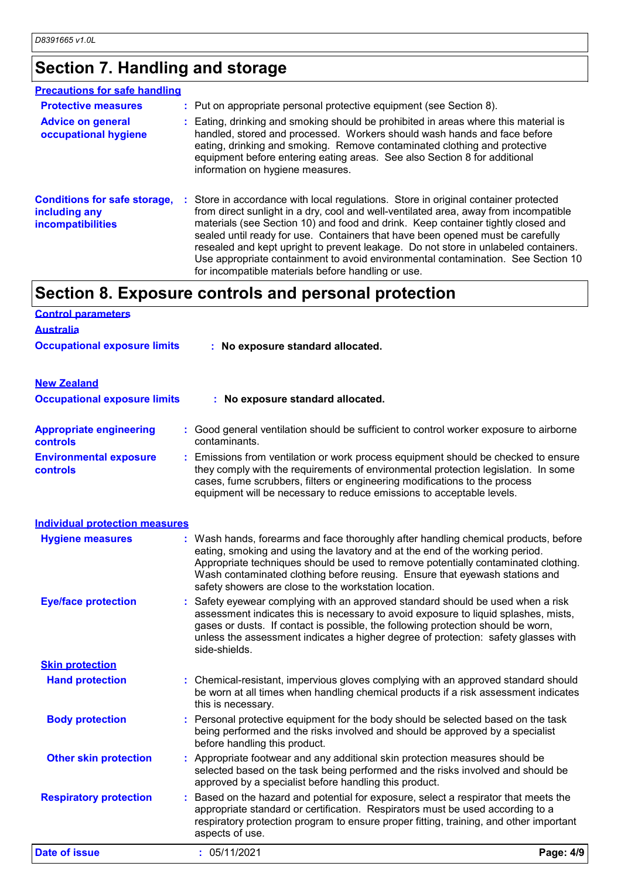## Section 7. Handling and storage

### Precautions for safe handling

**Protective measures** : Put on appropriate personal protective equipment (see Section 8).

**Advice on general occupational hygiene** : Eating, drinking and smoking should be prohibited in areas where this material is handled, stored and processed. Workers should wash hands and face before eating, drinking and smoking. Remove contaminated clothing and protective equipment before entering eating areas. See also Section 8 for additional information on hygiene measures.

**Conditions for safe storage, including any incompatibilities** : Store in accordance with local regulations. Store in original container protected from direct sunlight in a dry, cool and well-ventilated area, away from incompatible materials (see Section 10) and food and drink. Keep container tightly closed and sealed until ready for use. Containers that have been opened must be carefully resealed and kept upright to prevent leakage. Do not store in unlabeled containers. Use appropriate containment to avoid environmental contamination. See Section 10 for incompatible materials before handling or use.

## Section 8. Exposure controls and personal protection

### Control parameters

**Australia**

**Occupational exposure limits** : **No exposure standard allocated.**

**New Zealand**

**Occupational exposure limits** : **No exposure standard allocated.**

**Appropriate engineering controls** : Good general ventilation should be sufficient to control worker exposure to airborne contaminants.

**Environmental exposure controls** : Emissions from ventilation or work process equipment should be checked to ensure they comply with the requirements of environmental protection legislation. In some cases, fume scrubbers, filters or engineering modifications to the process equipment will be necessary to reduce emissions to acceptable levels.

### Individual protection measures

**Hygiene measures** : Wash hands, forearms and face thoroughly after handling chemical products, before eating, smoking and using the lavatory and at the end of the working period. Appropriate techniques should be used to remove potentially contaminated clothing. Wash contaminated clothing before reusing. Ensure that eyewash stations and safety showers are close to the workstation location.

**Eye/face protection** : Safety eyewear complying with an approved standard should be used when a risk assessment indicates this is necessary to avoid exposure to liquid splashes, mists, gases or dusts. If contact is possible, the following protection should be worn, unless the assessment indicates a higher degree of protection: safety glasses with side-shields.

**Skin protection**

**Hand protection** : Chemical-resistant, impervious gloves complying with an approved standard should be worn at all times when handling chemical products if a risk assessment indicates this is necessary.

**Body protection** : Personal protective equipment for the body should be selected based on the task being performed and the risks involved and should be approved by a specialist before handling this product.

**Other skin protection** : Appropriate footwear and any additional skin protection measures should be selected based on the task being performed and the risks involved and should be approved by a specialist before handling this product.

**Respiratory protection** : Based on the hazard and potential for exposure, select a respirator that meets the appropriate standard or certification. Respirators must be used according to a respiratory protection program to ensure proper fitting, training, and other important aspects of use.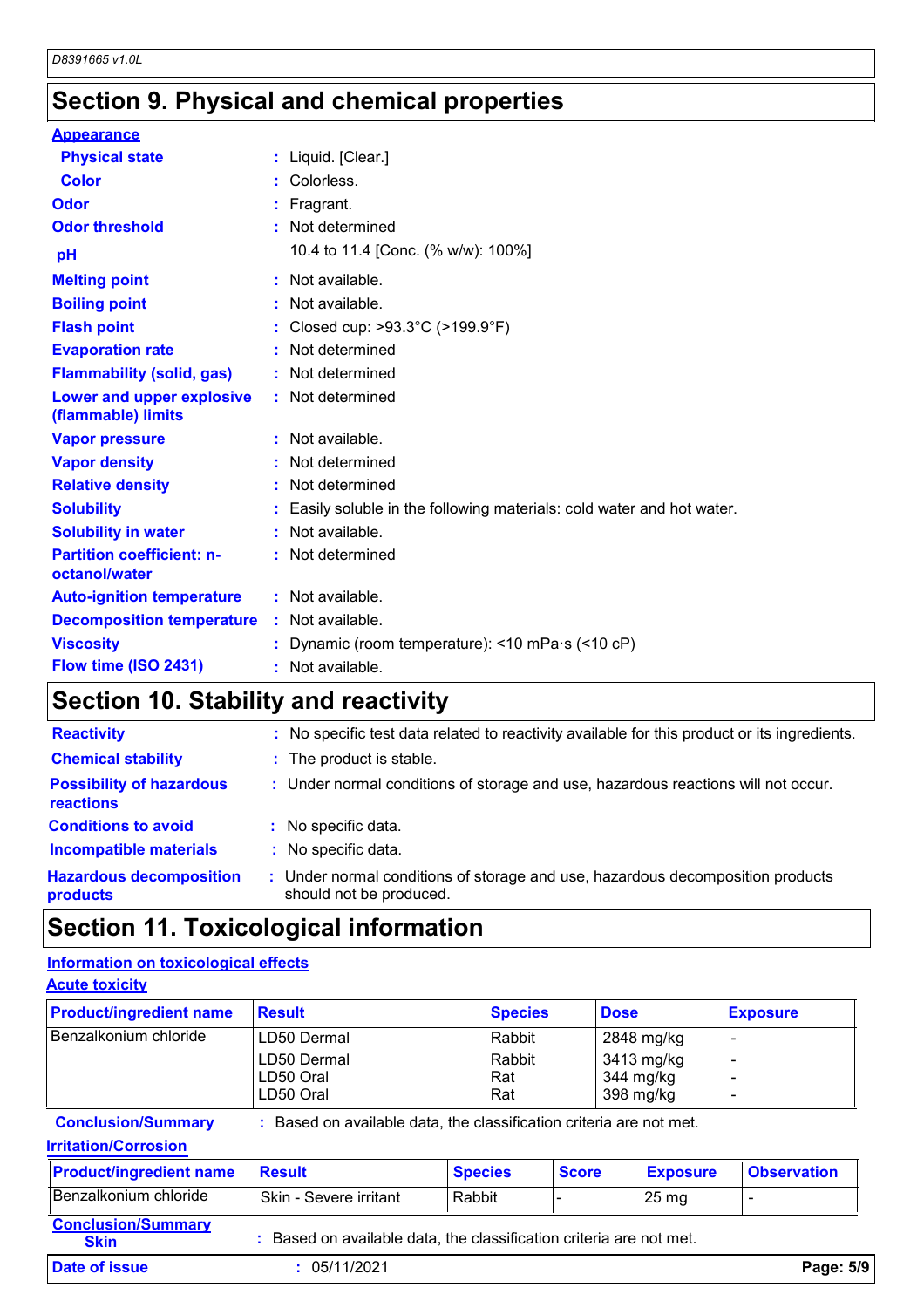## Section 9. Physical and chemical properties

**Appearance**

| | | |
|---|---|---|
| **Physical state** | : | Liquid. [Clear.] |
| **Color** | : | Colorless. |
| **Odor** | : | Fragrant. |
| **Odor threshold** | : | Not determined |
| **pH** | | 10.4 to 11.4 [Conc. (% w/w): 100%] |
| **Melting point** | : | Not available. |
| **Boiling point** | : | Not available. |
| **Flash point** | : | Closed cup: >93.3°C (>199.9°F) |
| **Evaporation rate** | : | Not determined |
| **Flammability (solid, gas)** | : | Not determined |
| **Lower and upper explosive (flammable) limits** | : | Not determined |
| **Vapor pressure** | : | Not available. |
| **Vapor density** | : | Not determined |
| **Relative density** | : | Not determined |
| **Solubility** | : | Easily soluble in the following materials: cold water and hot water. |
| **Solubility in water** | : | Not available. |
| **Partition coefficient: n-octanol/water** | : | Not determined |
| **Auto-ignition temperature** | : | Not available. |
| **Decomposition temperature** | : | Not available. |
| **Viscosity** | : | Dynamic (room temperature): <10 mPa·s (<10 cP) |
| **Flow time (ISO 2431)** | : | Not available. |

## Section 10. Stability and reactivity

| | | |
|---|---|---|
| **Reactivity** | : | No specific test data related to reactivity available for this product or its ingredients. |
| **Chemical stability** | : | The product is stable. |
| **Possibility of hazardous reactions** | : | Under normal conditions of storage and use, hazardous reactions will not occur. |
| **Conditions to avoid** | : | No specific data. |
| **Incompatible materials** | : | No specific data. |
| **Hazardous decomposition products** | : | Under normal conditions of storage and use, hazardous decomposition products should not be produced. |

## Section 11. Toxicological information

**Information on toxicological effects**

**Acute toxicity**

| Product/ingredient name | Result | Species | Dose | Exposure |
|---|---|---|---|---|
| Benzalkonium chloride | LD50 Dermal | Rabbit | 2848 mg/kg | - |
| | LD50 Dermal | Rabbit | 3413 mg/kg | - |
| | LD50 Oral | Rat | 344 mg/kg | - |
| | LD50 Oral | Rat | 398 mg/kg | - |

**Conclusion/Summary** : Based on available data, the classification criteria are not met.

**Irritation/Corrosion**

| Product/ingredient name | Result | Species | Score | Exposure | Observation |
|---|---|---|---|---|---|
| Benzalkonium chloride | Skin - Severe irritant | Rabbit | - | 25 mg | - |

**Conclusion/Summary**
**Skin** : Based on available data, the classification criteria are not met.

**Date of issue** : 05/11/2021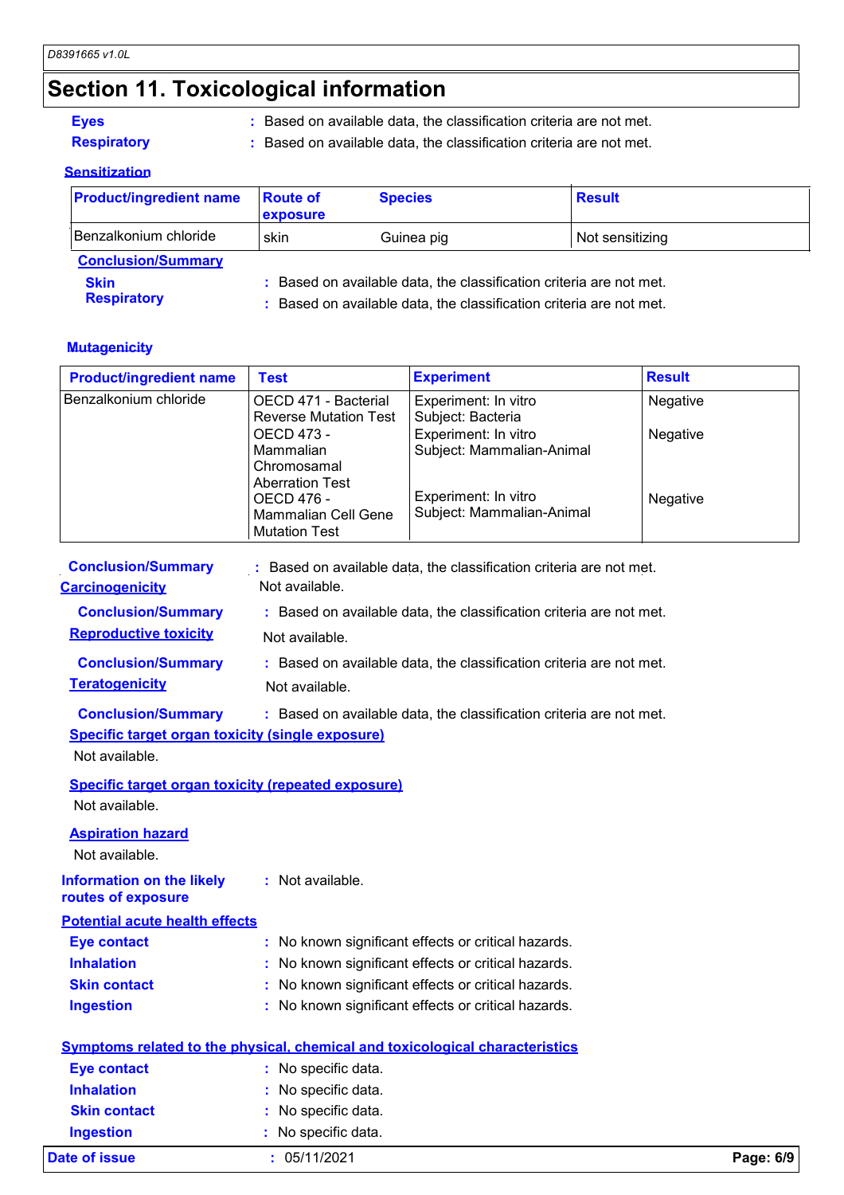## Section 11. Toxicological information

**Eyes** : Based on available data, the classification criteria are not met.

**Respiratory** : Based on available data, the classification criteria are not met.

### Sensitization

| Product/ingredient name | Route of exposure | Species | Result |
|---|---|---|---|
| Benzalkonium chloride | skin | Guinea pig | Not sensitizing |

**Conclusion/Summary**

**Skin** : Based on available data, the classification criteria are not met.

**Respiratory** : Based on available data, the classification criteria are not met.

### Mutagenicity

| Product/ingredient name | Test | Experiment | Result |
|---|---|---|---|
| Benzalkonium chloride | OECD 471 - Bacterial Reverse Mutation Test | Experiment: In vitro<br>Subject: Bacteria | Negative |
| | OECD 473 - Mammalian Chromosamal Aberration Test | Experiment: In vitro<br>Subject: Mammalian-Animal | Negative |
| | OECD 476 - Mammalian Cell Gene Mutation Test | Experiment: In vitro<br>Subject: Mammalian-Animal | Negative |

**Conclusion/Summary** : Based on available data, the classification criteria are not met.

### Carcinogenicity

Not available.

**Conclusion/Summary** : Based on available data, the classification criteria are not met.

### Reproductive toxicity

Not available.

**Conclusion/Summary** : Based on available data, the classification criteria are not met.

### Teratogenicity

Not available.

**Conclusion/Summary** : Based on available data, the classification criteria are not met.

### Specific target organ toxicity (single exposure)

Not available.

### Specific target organ toxicity (repeated exposure)

Not available.

### Aspiration hazard

Not available.

**Information on the likely routes of exposure** : Not available.

### Potential acute health effects

**Eye contact** : No known significant effects or critical hazards.

**Inhalation** : No known significant effects or critical hazards.

**Skin contact** : No known significant effects or critical hazards.

**Ingestion** : No known significant effects or critical hazards.

### Symptoms related to the physical, chemical and toxicological characteristics

**Eye contact** : No specific data.

**Inhalation** : No specific data.

**Skin contact** : No specific data.

**Ingestion** : No specific data.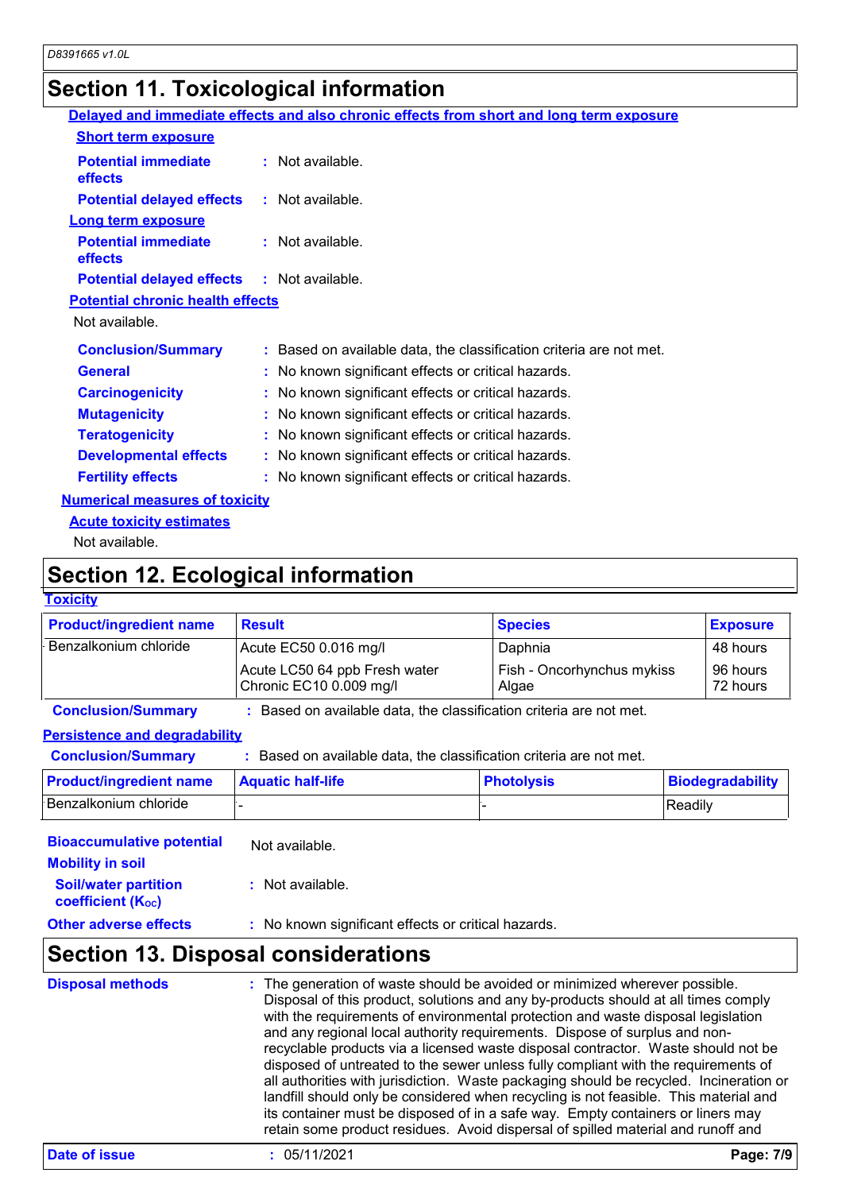## Section 11. Toxicological information

**Delayed and immediate effects and also chronic effects from short and long term exposure**

**Short term exposure**

**Potential immediate effects** : Not available.

**Potential delayed effects** : Not available.

**Long term exposure**

**Potential immediate effects** : Not available.

**Potential delayed effects** : Not available.

**Potential chronic health effects**

Not available.

**Conclusion/Summary** : Based on available data, the classification criteria are not met.

**General** : No known significant effects or critical hazards.

**Carcinogenicity** : No known significant effects or critical hazards.

**Mutagenicity** : No known significant effects or critical hazards.

**Teratogenicity** : No known significant effects or critical hazards.

**Developmental effects** : No known significant effects or critical hazards.

**Fertility effects** : No known significant effects or critical hazards.

**Numerical measures of toxicity**

**Acute toxicity estimates**

Not available.

## Section 12. Ecological information

**Toxicity**

| Product/ingredient name | Result | Species | Exposure |
|---|---|---|---|
| Benzalkonium chloride | Acute EC50 0.016 mg/l | Daphnia | 48 hours |
| | Acute LC50 64 ppb Fresh water | Fish - Oncorhynchus mykiss | 96 hours |
| | Chronic EC10 0.009 mg/l | Algae | 72 hours |

**Conclusion/Summary** : Based on available data, the classification criteria are not met.

**Persistence and degradability**

**Conclusion/Summary** : Based on available data, the classification criteria are not met.

| Product/ingredient name | Aquatic half-life | Photolysis | Biodegradability |
|---|---|---|---|
| Benzalkonium chloride | - | - | Readily |

**Bioaccumulative potential** Not available.

**Mobility in soil**

**Soil/water partition coefficient ($K_{OC}$)** : Not available.

**Other adverse effects** : No known significant effects or critical hazards.

## Section 13. Disposal considerations

**Disposal methods** : The generation of waste should be avoided or minimized wherever possible. Disposal of this product, solutions and any by-products should at all times comply with the requirements of environmental protection and waste disposal legislation and any regional local authority requirements. Dispose of surplus and non-recyclable products via a licensed waste disposal contractor. Waste should not be disposed of untreated to the sewer unless fully compliant with the requirements of all authorities with jurisdiction. Waste packaging should be recycled. Incineration or landfill should only be considered when recycling is not feasible. This material and its container must be disposed of in a safe way. Empty containers or liners may retain some product residues. Avoid dispersal of spilled material and runoff and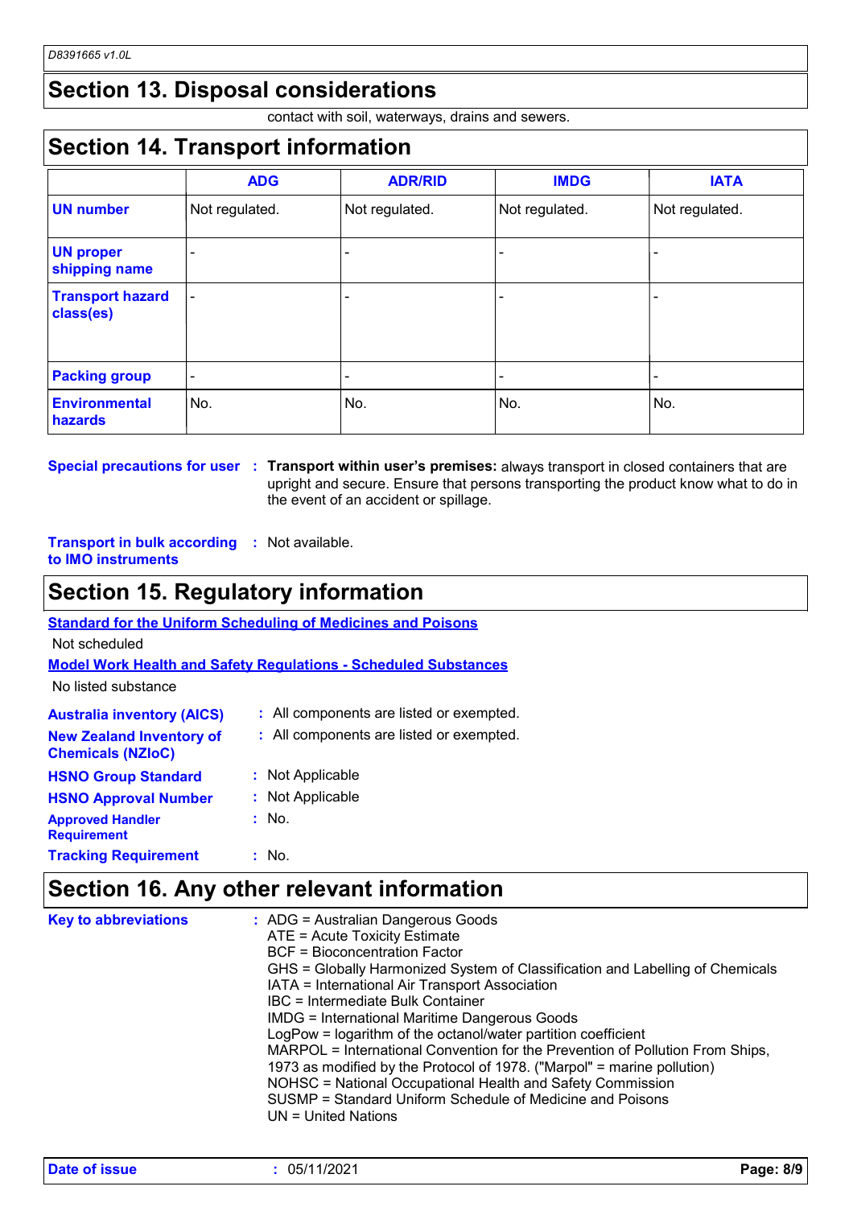## Section 13. Disposal considerations

contact with soil, waterways, drains and sewers.

## Section 14. Transport information

| | ADG | ADR/RID | IMDG | IATA |
|---|---|---|---|---|
| **UN number** | Not regulated. | Not regulated. | Not regulated. | Not regulated. |
| **UN proper shipping name** | - | - | - | - |
| **Transport hazard class(es)** | - | - | - | - |
| **Packing group** | - | - | - | - |
| **Environmental hazards** | No. | No. | No. | No. |

**Special precautions for user** : **Transport within user's premises:** always transport in closed containers that are upright and secure. Ensure that persons transporting the product know what to do in the event of an accident or spillage.

**Transport in bulk according to IMO instruments** : Not available.

## Section 15. Regulatory information

**Standard for the Uniform Scheduling of Medicines and Poisons**

Not scheduled

**Model Work Health and Safety Regulations - Scheduled Substances**

No listed substance

**Australia inventory (AICS)** : All components are listed or exempted.

**New Zealand Inventory of Chemicals (NZIoC)** : All components are listed or exempted.

**HSNO Group Standard** : Not Applicable

**HSNO Approval Number** : Not Applicable

**Approved Handler Requirement** : No.

**Tracking Requirement** : No.

## Section 16. Any other relevant information

**Key to abbreviations** :
ADG = Australian Dangerous Goods
ATE = Acute Toxicity Estimate
BCF = Bioconcentration Factor
GHS = Globally Harmonized System of Classification and Labelling of Chemicals
IATA = International Air Transport Association
IBC = Intermediate Bulk Container
IMDG = International Maritime Dangerous Goods
LogPow = logarithm of the octanol/water partition coefficient
MARPOL = International Convention for the Prevention of Pollution From Ships, 1973 as modified by the Protocol of 1978. ("Marpol" = marine pollution)
NOHSC = National Occupational Health and Safety Commission
SUSMP = Standard Uniform Schedule of Medicine and Poisons
UN = United Nations

**Date of issue** : 05/11/2021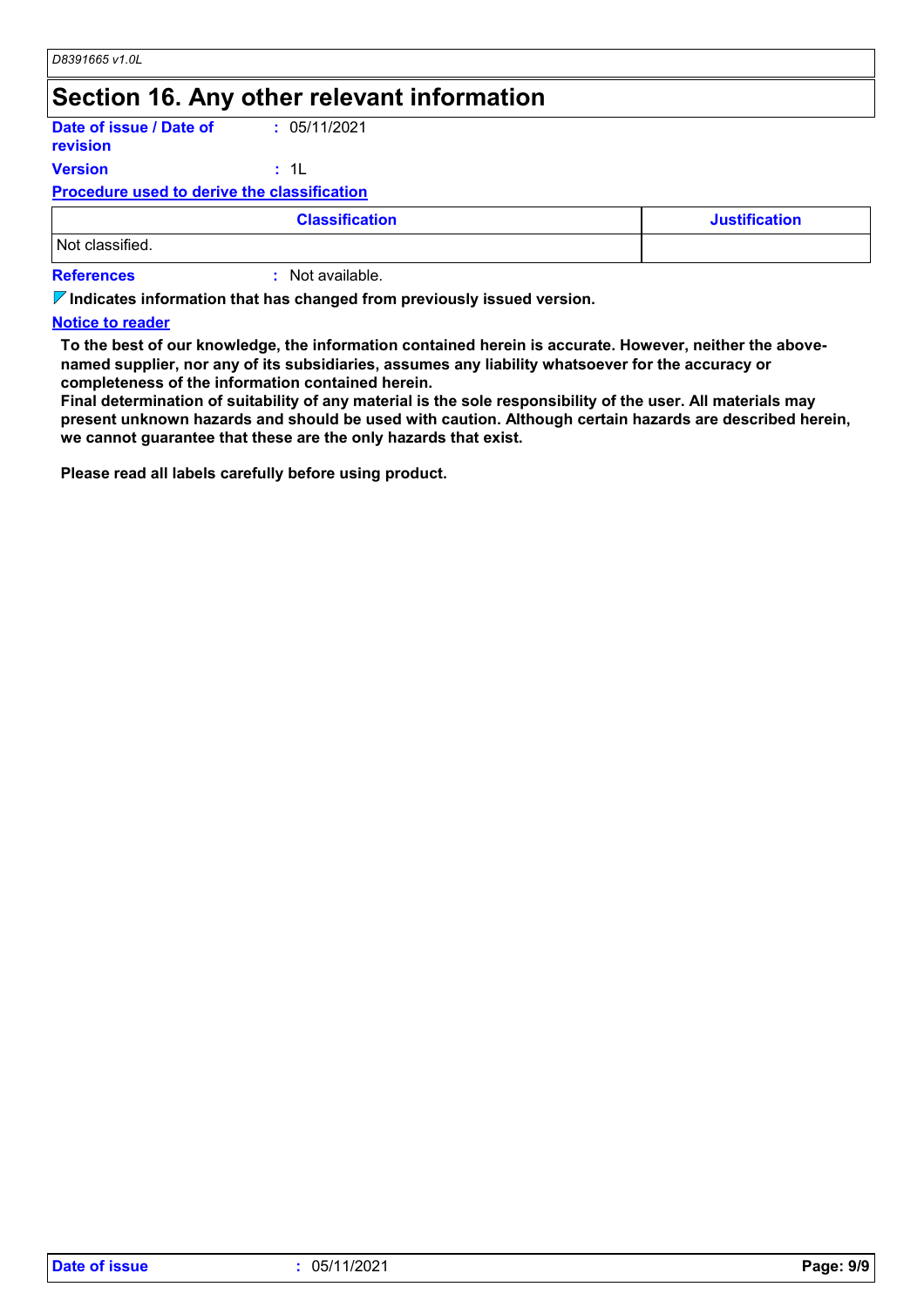# Section 16. Any other relevant information

**Date of issue / Date of revision** : 05/11/2021

**Version** : 1L

**Procedure used to derive the classification**

| Classification | Justification |
| --- | --- |
| Not classified. | |

**References** : Not available.

**Indicates information that has changed from previously issued version.**

**Notice to reader**

**To the best of our knowledge, the information contained herein is accurate. However, neither the above-named supplier, nor any of its subsidiaries, assumes any liability whatsoever for the accuracy or completeness of the information contained herein.**
**Final determination of suitability of any material is the sole responsibility of the user. All materials may present unknown hazards and should be used with caution. Although certain hazards are described herein, we cannot guarantee that these are the only hazards that exist.**

**Please read all labels carefully before using product.**